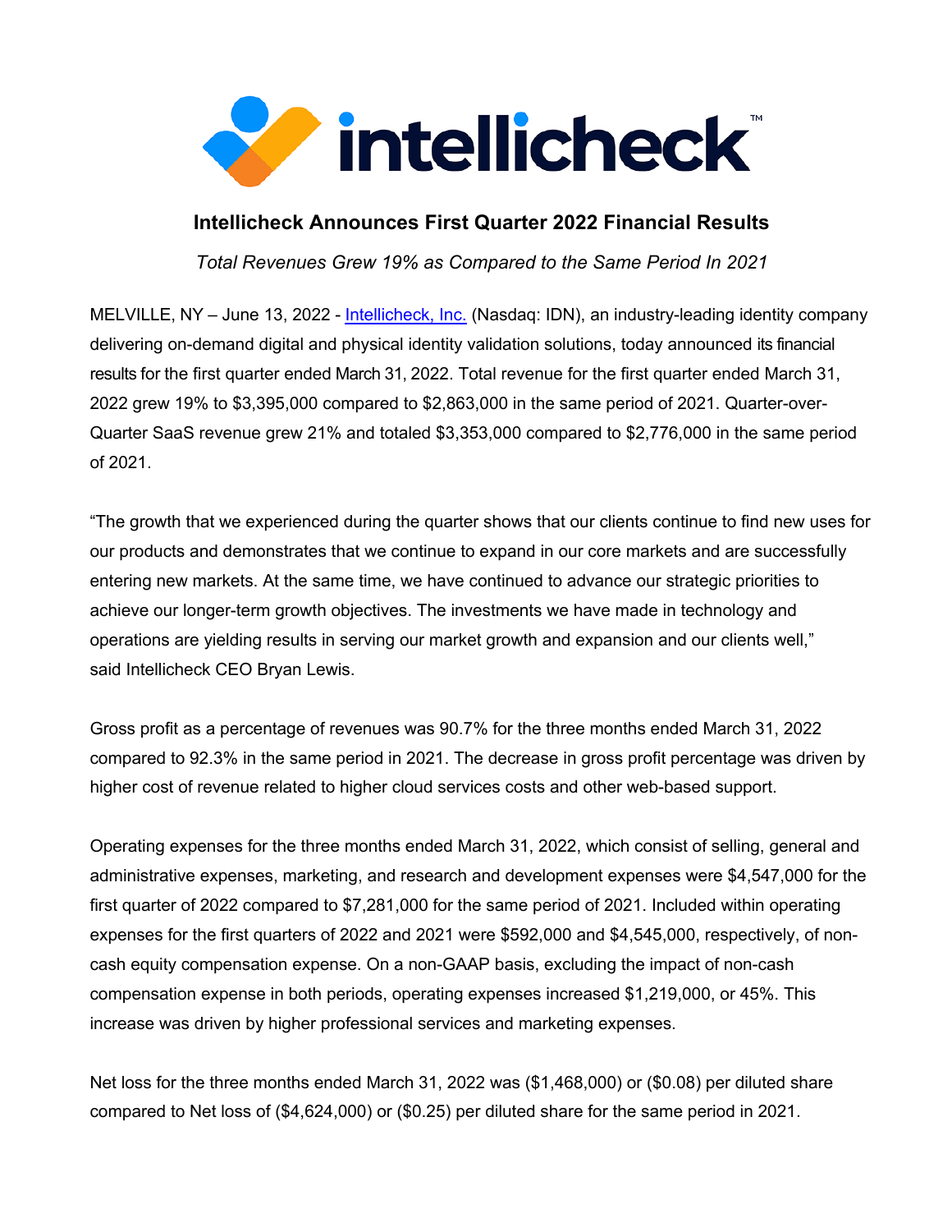# Intellicheck Announces First Quarter 2022 Financial Results

*Total Revenues Grew 19% as Compared to the Same Period In 2021*

MELVILLE, NY – June 13, 2022 - Intellicheck, Inc. (Nasdaq: IDN), an industry-leading identity company delivering on-demand digital and physical identity validation solutions, today announced its financial results for the first quarter ended March 31, 2022. Total revenue for the first quarter ended March 31, 2022 grew 19% to $3,395,000 compared to $2,863,000 in the same period of 2021. Quarter-over-Quarter SaaS revenue grew 21% and totaled $3,353,000 compared to $2,776,000 in the same period of 2021.

"The growth that we experienced during the quarter shows that our clients continue to find new uses for our products and demonstrates that we continue to expand in our core markets and are successfully entering new markets. At the same time, we have continued to advance our strategic priorities to achieve our longer-term growth objectives. The investments we have made in technology and operations are yielding results in serving our market growth and expansion and our clients well," said Intellicheck CEO Bryan Lewis.

Gross profit as a percentage of revenues was 90.7% for the three months ended March 31, 2022 compared to 92.3% in the same period in 2021. The decrease in gross profit percentage was driven by higher cost of revenue related to higher cloud services costs and other web-based support.

Operating expenses for the three months ended March 31, 2022, which consist of selling, general and administrative expenses, marketing, and research and development expenses were $4,547,000 for the first quarter of 2022 compared to $7,281,000 for the same period of 2021. Included within operating expenses for the first quarters of 2022 and 2021 were $592,000 and $4,545,000, respectively, of non-cash equity compensation expense. On a non-GAAP basis, excluding the impact of non-cash compensation expense in both periods, operating expenses increased $1,219,000, or 45%. This increase was driven by higher professional services and marketing expenses.

Net loss for the three months ended March 31, 2022 was ($1,468,000) or ($0.08) per diluted share compared to Net loss of ($4,624,000) or ($0.25) per diluted share for the same period in 2021.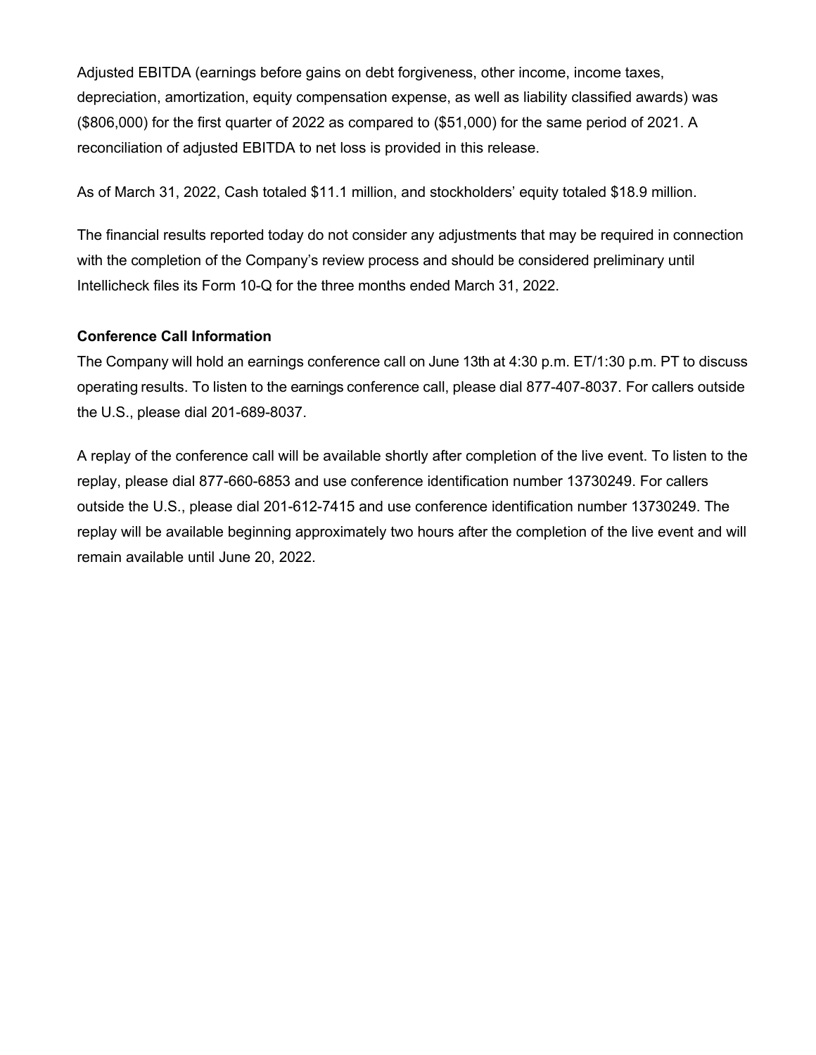Adjusted EBITDA (earnings before gains on debt forgiveness, other income, income taxes, depreciation, amortization, equity compensation expense, as well as liability classified awards) was ($806,000) for the first quarter of 2022 as compared to ($51,000) for the same period of 2021. A reconciliation of adjusted EBITDA to net loss is provided in this release.

As of March 31, 2022, Cash totaled $11.1 million, and stockholders' equity totaled $18.9 million.

The financial results reported today do not consider any adjustments that may be required in connection with the completion of the Company's review process and should be considered preliminary until Intellicheck files its Form 10-Q for the three months ended March 31, 2022.

**Conference Call Information**

The Company will hold an earnings conference call on June 13th at 4:30 p.m. ET/1:30 p.m. PT to discuss operating results. To listen to the earnings conference call, please dial 877-407-8037. For callers outside the U.S., please dial 201-689-8037.

A replay of the conference call will be available shortly after completion of the live event. To listen to the replay, please dial 877-660-6853 and use conference identification number 13730249. For callers outside the U.S., please dial 201-612-7415 and use conference identification number 13730249. The replay will be available beginning approximately two hours after the completion of the live event and will remain available until June 20, 2022.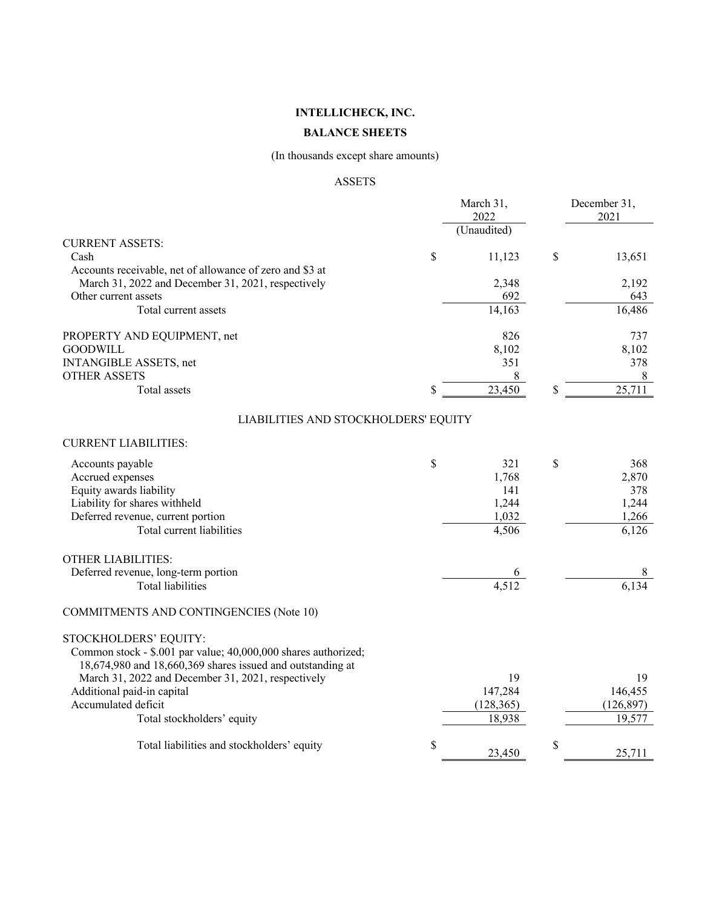# INTELLICHECK, INC.

## BALANCE SHEETS

(In thousands except share amounts)

### ASSETS

| | March 31, 2022 (Unaudited) | December 31, 2021 |
|---|---|---|
| CURRENT ASSETS: | | |
| Cash | $ 11,123 | $ 13,651 |
| Accounts receivable, net of allowance of zero and $3 at March 31, 2022 and December 31, 2021, respectively | 2,348 | 2,192 |
| Other current assets | 692 | 643 |
| Total current assets | 14,163 | 16,486 |
| PROPERTY AND EQUIPMENT, net | 826 | 737 |
| GOODWILL | 8,102 | 8,102 |
| INTANGIBLE ASSETS, net | 351 | 378 |
| OTHER ASSETS | 8 | 8 |
| Total assets | $ 23,450 | $ 25,711 |

### LIABILITIES AND STOCKHOLDERS' EQUITY

| | March 31, 2022 (Unaudited) | December 31, 2021 |
|---|---|---|
| CURRENT LIABILITIES: | | |
| Accounts payable | $ 321 | $ 368 |
| Accrued expenses | 1,768 | 2,870 |
| Equity awards liability | 141 | 378 |
| Liability for shares withheld | 1,244 | 1,244 |
| Deferred revenue, current portion | 1,032 | 1,266 |
| Total current liabilities | 4,506 | 6,126 |
| OTHER LIABILITIES: | | |
| Deferred revenue, long-term portion | 6 | 8 |
| Total liabilities | 4,512 | 6,134 |
| COMMITMENTS AND CONTINGENCIES (Note 10) | | |
| STOCKHOLDERS' EQUITY: | | |
| Common stock - $.001 par value; 40,000,000 shares authorized; 18,674,980 and 18,660,369 shares issued and outstanding at March 31, 2022 and December 31, 2021, respectively | 19 | 19 |
| Additional paid-in capital | 147,284 | 146,455 |
| Accumulated deficit | (128,365) | (126,897) |
| Total stockholders' equity | 18,938 | 19,577 |
| Total liabilities and stockholders' equity | $ 23,450 | $ 25,711 |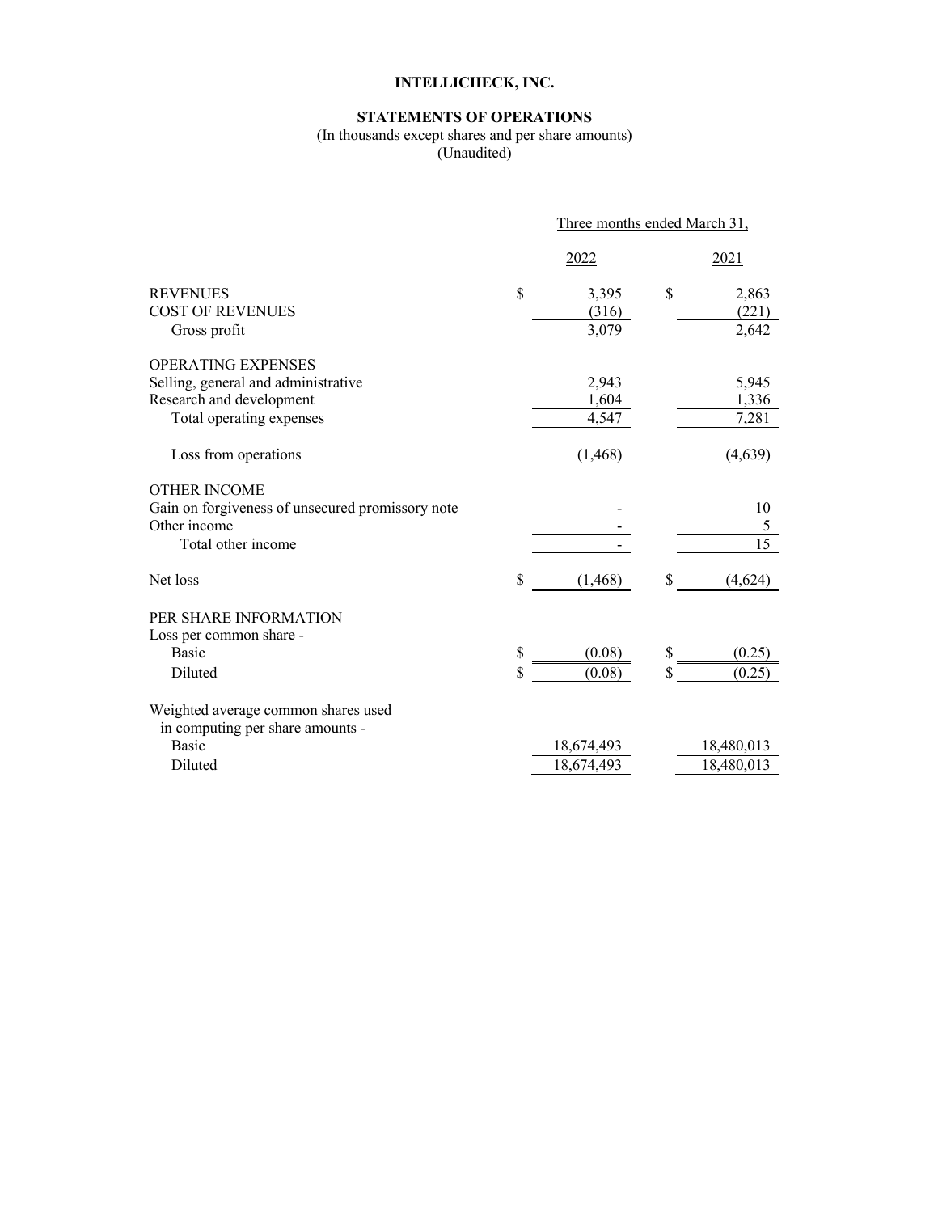# INTELLICHECK, INC.

## STATEMENTS OF OPERATIONS

(In thousands except shares and per share amounts)
(Unaudited)

| | Three months ended March 31, | |
|---|---|---|
| | 2022 | 2021 |
| REVENUES | $ 3,395 | $ 2,863 |
| COST OF REVENUES | (316) | (221) |
| Gross profit | 3,079 | 2,642 |
| OPERATING EXPENSES | | |
| Selling, general and administrative | 2,943 | 5,945 |
| Research and development | 1,604 | 1,336 |
| Total operating expenses | 4,547 | 7,281 |
| Loss from operations | (1,468) | (4,639) |
| OTHER INCOME | | |
| Gain on forgiveness of unsecured promissory note | - | 10 |
| Other income | - | 5 |
| Total other income | - | 15 |
| Net loss | $ (1,468) | $ (4,624) |
| PER SHARE INFORMATION | | |
| Loss per common share - | | |
| Basic | $ (0.08) | $ (0.25) |
| Diluted | $ (0.08) | $ (0.25) |
| Weighted average common shares used in computing per share amounts - | | |
| Basic | 18,674,493 | 18,480,013 |
| Diluted | 18,674,493 | 18,480,013 |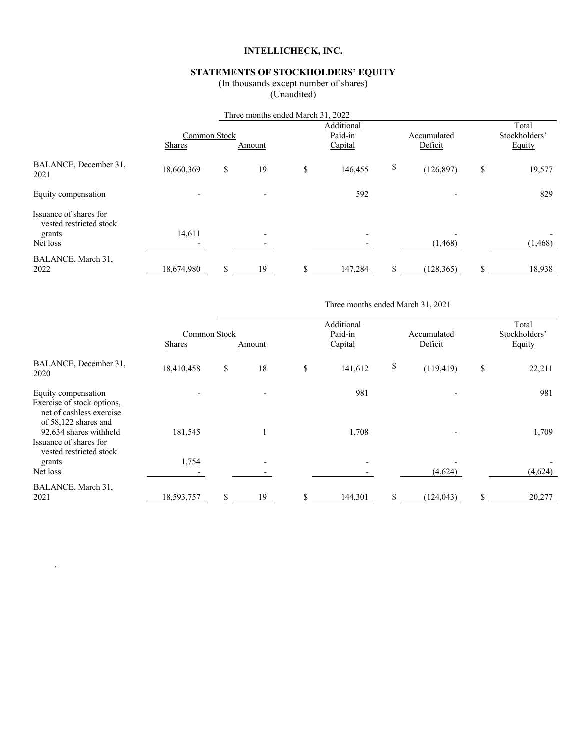# INTELLICHECK, INC.

## STATEMENTS OF STOCKHOLDERS' EQUITY

(In thousands except number of shares)
(Unaudited)

| | Three months ended March 31, 2022 | | | | |
|---|---|---|---|---|---|
| | Common Stock | | Additional Paid-in | Accumulated | Total Stockholders' |
| | Shares | Amount | Capital | Deficit | Equity |
| BALANCE, December 31, 2021 | 18,660,369 | $ 19 | $ 146,455 | $ (126,897) | $ 19,577 |
| Equity compensation | - | - | 592 | - | 829 |
| Issuance of shares for vested restricted stock grants | 14,611 | - | - | - | - |
| Net loss | - | - | - | (1,468) | (1,468) |
| BALANCE, March 31, 2022 | 18,674,980 | $ 19 | $ 147,284 | $ (128,365) | $ 18,938 |

| | Three months ended March 31, 2021 | | | | |
|---|---|---|---|---|---|
| | Common Stock | | Additional Paid-in | Accumulated | Total Stockholders' |
| | Shares | Amount | Capital | Deficit | Equity |
| BALANCE, December 31, 2020 | 18,410,458 | $ 18 | $ 141,612 | $ (119,419) | $ 22,211 |
| Equity compensation | - | - | 981 | - | 981 |
| Exercise of stock options, net of cashless exercise of 58,122 shares and 92,634 shares withheld | 181,545 | 1 | 1,708 | - | 1,709 |
| Issuance of shares for vested restricted stock grants | 1,754 | - | - | - | - |
| Net loss | - | - | - | (4,624) | (4,624) |
| BALANCE, March 31, 2021 | 18,593,757 | $ 19 | $ 144,301 | $ (124,043) | $ 20,277 |

.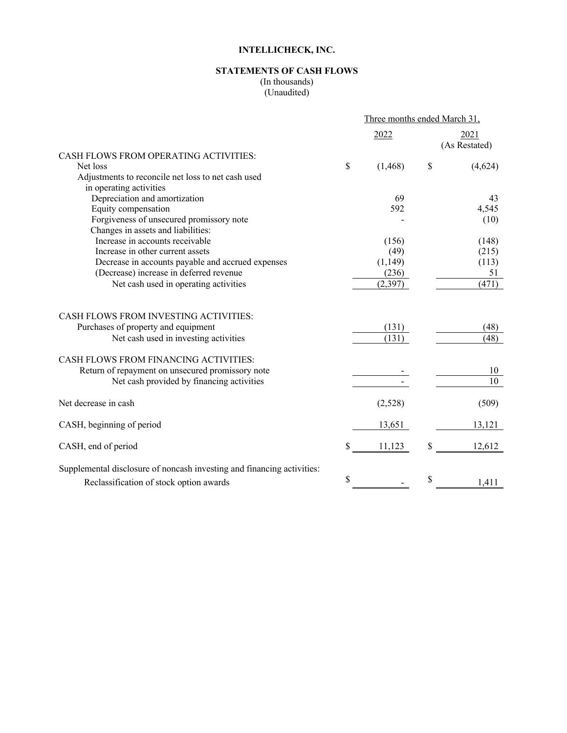# INTELLICHECK, INC.

## STATEMENTS OF CASH FLOWS

(In thousands)
(Unaudited)

| | Three months ended March 31, | |
|---|---|---|
| | 2022 | 2021 (As Restated) |
| CASH FLOWS FROM OPERATING ACTIVITIES: | | |
| Net loss | $ (1,468) | $ (4,624) |
| Adjustments to reconcile net loss to net cash used in operating activities | | |
| Depreciation and amortization | 69 | 43 |
| Equity compensation | 592 | 4,545 |
| Forgiveness of unsecured promissory note | - | (10) |
| Changes in assets and liabilities: | | |
| Increase in accounts receivable | (156) | (148) |
| Increase in other current assets | (49) | (215) |
| Decrease in accounts payable and accrued expenses | (1,149) | (113) |
| (Decrease) increase in deferred revenue | (236) | 51 |
| Net cash used in operating activities | (2,397) | (471) |
| CASH FLOWS FROM INVESTING ACTIVITIES: | | |
| Purchases of property and equipment | (131) | (48) |
| Net cash used in investing activities | (131) | (48) |
| CASH FLOWS FROM FINANCING ACTIVITIES: | | |
| Return of repayment on unsecured promissory note | - | 10 |
| Net cash provided by financing activities | - | 10 |
| Net decrease in cash | (2,528) | (509) |
| CASH, beginning of period | 13,651 | 13,121 |
| CASH, end of period | $ 11,123 | $ 12,612 |
| Supplemental disclosure of noncash investing and financing activities: | | |
| Reclassification of stock option awards | $ - | $ 1,411 |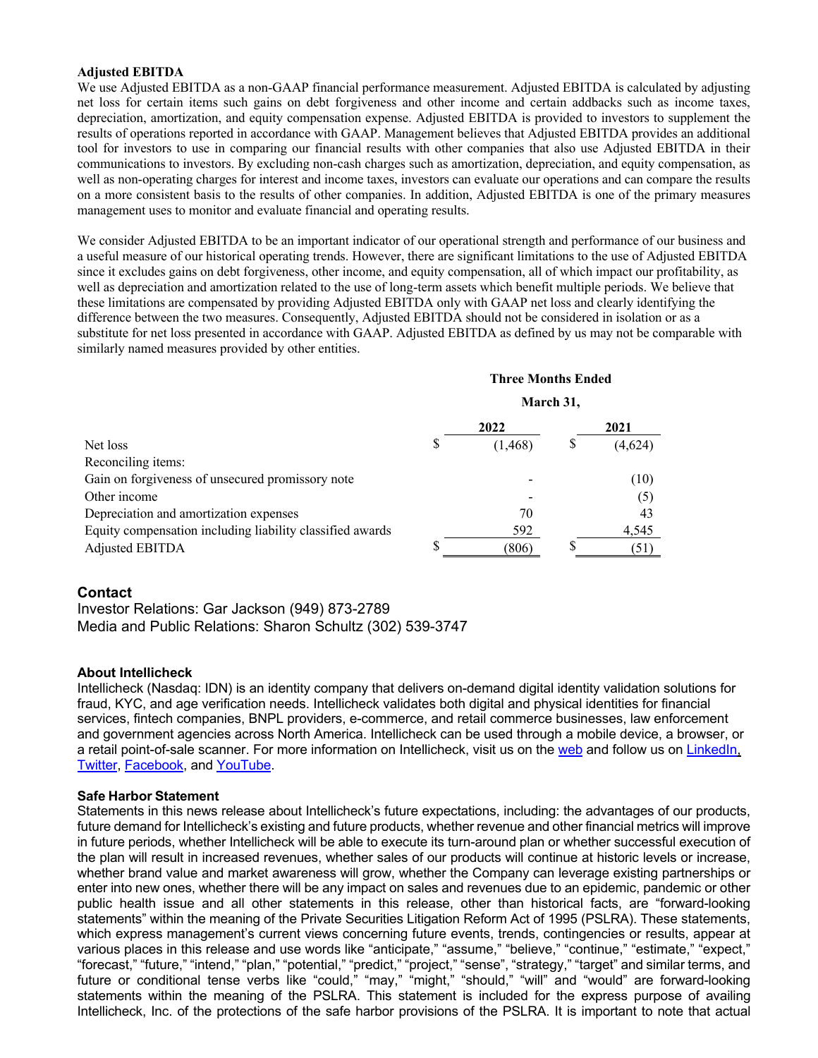**Adjusted EBITDA**

We use Adjusted EBITDA as a non-GAAP financial performance measurement. Adjusted EBITDA is calculated by adjusting net loss for certain items such gains on debt forgiveness and other income and certain addbacks such as income taxes, depreciation, amortization, and equity compensation expense. Adjusted EBITDA is provided to investors to supplement the results of operations reported in accordance with GAAP. Management believes that Adjusted EBITDA provides an additional tool for investors to use in comparing our financial results with other companies that also use Adjusted EBITDA in their communications to investors. By excluding non-cash charges such as amortization, depreciation, and equity compensation, as well as non-operating charges for interest and income taxes, investors can evaluate our operations and can compare the results on a more consistent basis to the results of other companies. In addition, Adjusted EBITDA is one of the primary measures management uses to monitor and evaluate financial and operating results.

We consider Adjusted EBITDA to be an important indicator of our operational strength and performance of our business and a useful measure of our historical operating trends. However, there are significant limitations to the use of Adjusted EBITDA since it excludes gains on debt forgiveness, other income, and equity compensation, all of which impact our profitability, as well as depreciation and amortization related to the use of long-term assets which benefit multiple periods. We believe that these limitations are compensated by providing Adjusted EBITDA only with GAAP net loss and clearly identifying the difference between the two measures. Consequently, Adjusted EBITDA should not be considered in isolation or as a substitute for net loss presented in accordance with GAAP. Adjusted EBITDA as defined by us may not be comparable with similarly named measures provided by other entities.

| | Three Months Ended March 31, | |
|---|---|---|
| | 2022 | 2021 |
| Net loss | $ (1,468) | $ (4,624) |
| Reconciling items: | | |
| Gain on forgiveness of unsecured promissory note | - | (10) |
| Other income | - | (5) |
| Depreciation and amortization expenses | 70 | 43 |
| Equity compensation including liability classified awards | 592 | 4,545 |
| Adjusted EBITDA | $ (806) | $ (51) |

## Contact

Investor Relations: Gar Jackson (949) 873-2789
Media and Public Relations: Sharon Schultz (302) 539-3747

**About Intellicheck**

Intellicheck (Nasdaq: IDN) is an identity company that delivers on-demand digital identity validation solutions for fraud, KYC, and age verification needs. Intellicheck validates both digital and physical identities for financial services, fintech companies, BNPL providers, e-commerce, and retail commerce businesses, law enforcement and government agencies across North America. Intellicheck can be used through a mobile device, a browser, or a retail point-of-sale scanner. For more information on Intellicheck, visit us on the web and follow us on LinkedIn, Twitter, Facebook, and YouTube.

**Safe Harbor Statement**

Statements in this news release about Intellicheck's future expectations, including: the advantages of our products, future demand for Intellicheck's existing and future products, whether revenue and other financial metrics will improve in future periods, whether Intellicheck will be able to execute its turn-around plan or whether successful execution of the plan will result in increased revenues, whether sales of our products will continue at historic levels or increase, whether brand value and market awareness will grow, whether the Company can leverage existing partnerships or enter into new ones, whether there will be any impact on sales and revenues due to an epidemic, pandemic or other public health issue and all other statements in this release, other than historical facts, are "forward-looking statements" within the meaning of the Private Securities Litigation Reform Act of 1995 (PSLRA). These statements, which express management's current views concerning future events, trends, contingencies or results, appear at various places in this release and use words like "anticipate," "assume," "believe," "continue," "estimate," "expect," "forecast," "future," "intend," "plan," "potential," "predict," "project," "sense", "strategy," "target" and similar terms, and future or conditional tense verbs like "could," "may," "might," "should," "will" and "would" are forward-looking statements within the meaning of the PSLRA. This statement is included for the express purpose of availing Intellicheck, Inc. of the protections of the safe harbor provisions of the PSLRA. It is important to note that actual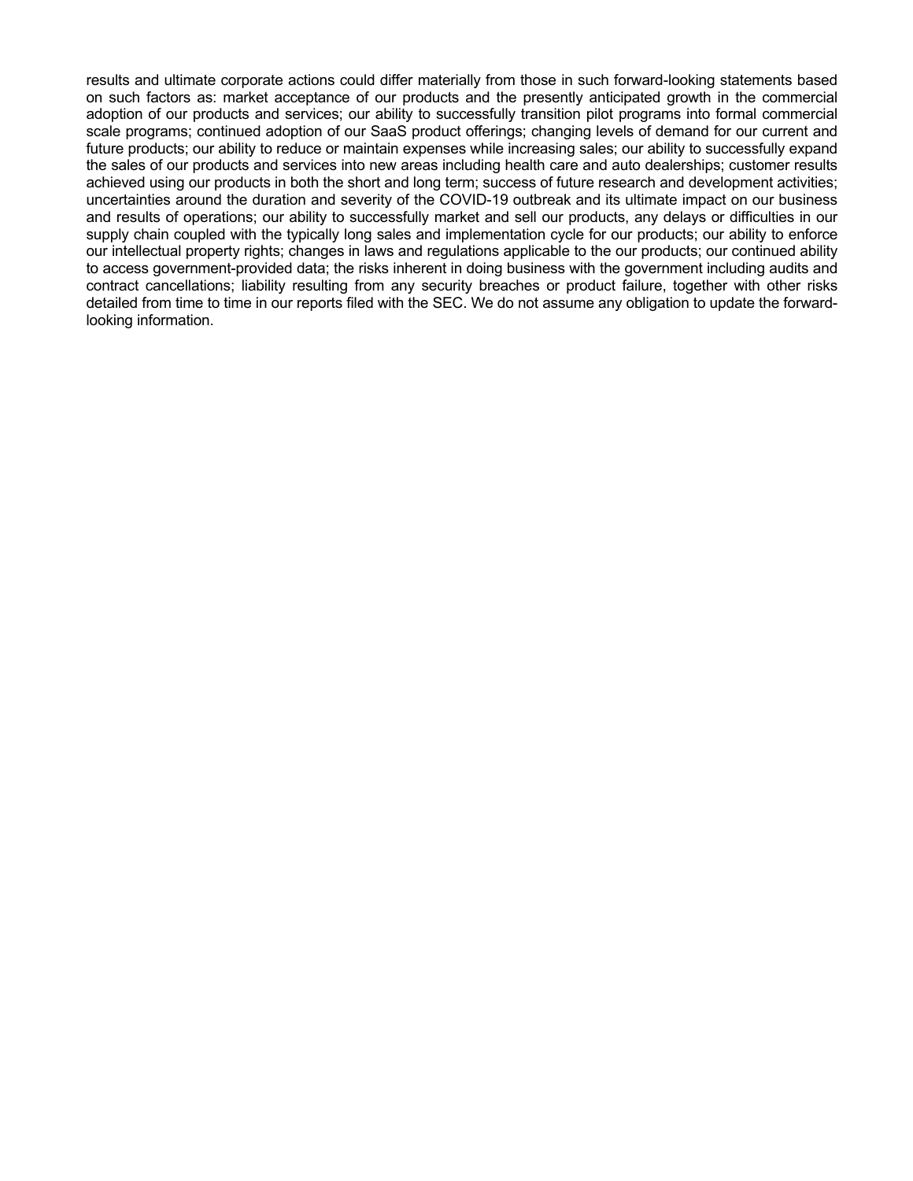results and ultimate corporate actions could differ materially from those in such forward-looking statements based on such factors as: market acceptance of our products and the presently anticipated growth in the commercial adoption of our products and services; our ability to successfully transition pilot programs into formal commercial scale programs; continued adoption of our SaaS product offerings; changing levels of demand for our current and future products; our ability to reduce or maintain expenses while increasing sales; our ability to successfully expand the sales of our products and services into new areas including health care and auto dealerships; customer results achieved using our products in both the short and long term; success of future research and development activities; uncertainties around the duration and severity of the COVID-19 outbreak and its ultimate impact on our business and results of operations; our ability to successfully market and sell our products, any delays or difficulties in our supply chain coupled with the typically long sales and implementation cycle for our products; our ability to enforce our intellectual property rights; changes in laws and regulations applicable to the our products; our continued ability to access government-provided data; the risks inherent in doing business with the government including audits and contract cancellations; liability resulting from any security breaches or product failure, together with other risks detailed from time to time in our reports filed with the SEC. We do not assume any obligation to update the forward-looking information.